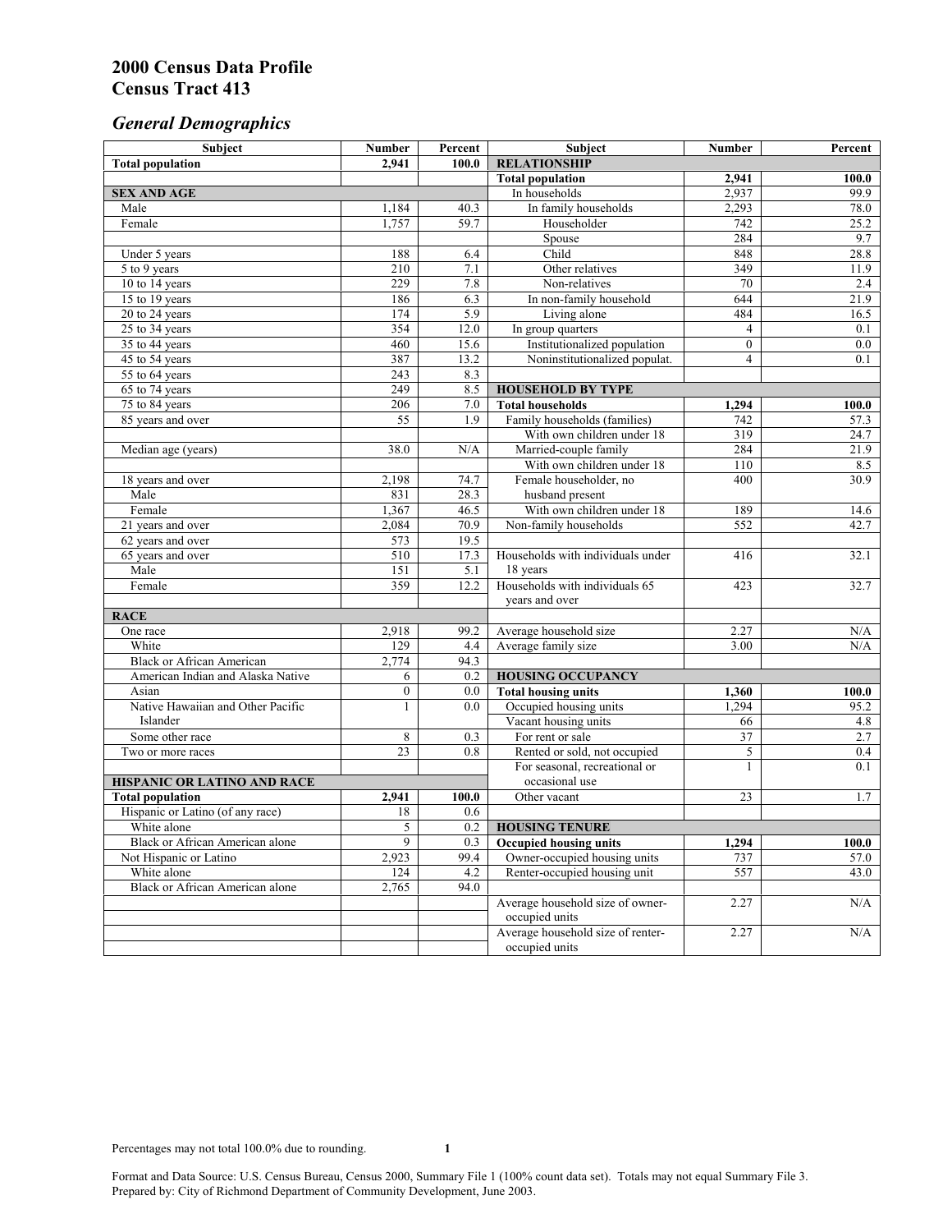# 2000 Census Data Profile
# Census Tract 413

## *General Demographics*

| Subject | Number | Percent | Subject | Number | Percent |
|---|---|---|---|---|---|
| **Total population** | **2,941** | **100.0** | **RELATIONSHIP** | | |
| | | | **Total population** | **2,941** | **100.0** |
| **SEX AND AGE** | | | In households | 2,937 | 99.9 |
| Male | 1,184 | 40.3 | In family households | 2,293 | 78.0 |
| Female | 1,757 | 59.7 | Householder | 742 | 25.2 |
| | | | Spouse | 284 | 9.7 |
| Under 5 years | 188 | 6.4 | Child | 848 | 28.8 |
| 5 to 9 years | 210 | 7.1 | Other relatives | 349 | 11.9 |
| 10 to 14 years | 229 | 7.8 | Non-relatives | 70 | 2.4 |
| 15 to 19 years | 186 | 6.3 | In non-family household | 644 | 21.9 |
| 20 to 24 years | 174 | 5.9 | Living alone | 484 | 16.5 |
| 25 to 34 years | 354 | 12.0 | In group quarters | 4 | 0.1 |
| 35 to 44 years | 460 | 15.6 | Institutionalized population | 0 | 0.0 |
| 45 to 54 years | 387 | 13.2 | Noninstitutionalized populat. | 4 | 0.1 |
| 55 to 64 years | 243 | 8.3 | | | |
| 65 to 74 years | 249 | 8.5 | **HOUSEHOLD BY TYPE** | | |
| 75 to 84 years | 206 | 7.0 | **Total households** | **1,294** | **100.0** |
| 85 years and over | 55 | 1.9 | Family households (families) | 742 | 57.3 |
| | | | With own children under 18 | 319 | 24.7 |
| Median age (years) | 38.0 | N/A | Married-couple family | 284 | 21.9 |
| | | | With own children under 18 | 110 | 8.5 |
| 18 years and over | 2,198 | 74.7 | Female householder, no husband present | 400 | 30.9 |
| Male | 831 | 28.3 | | | |
| Female | 1,367 | 46.5 | With own children under 18 | 189 | 14.6 |
| 21 years and over | 2,084 | 70.9 | Non-family households | 552 | 42.7 |
| 62 years and over | 573 | 19.5 | | | |
| 65 years and over | 510 | 17.3 | Households with individuals under 18 years | 416 | 32.1 |
| Male | 151 | 5.1 | | | |
| Female | 359 | 12.2 | Households with individuals 65 years and over | 423 | 32.7 |
| **RACE** | | | | | |
| One race | 2,918 | 99.2 | Average household size | 2.27 | N/A |
| White | 129 | 4.4 | Average family size | 3.00 | N/A |
| Black or African American | 2,774 | 94.3 | | | |
| American Indian and Alaska Native | 6 | 0.2 | **HOUSING OCCUPANCY** | | |
| Asian | 0 | 0.0 | **Total housing units** | **1,360** | **100.0** |
| Native Hawaiian and Other Pacific Islander | 1 | 0.0 | Occupied housing units | 1,294 | 95.2 |
| | | | Vacant housing units | 66 | 4.8 |
| Some other race | 8 | 0.3 | For rent or sale | 37 | 2.7 |
| Two or more races | 23 | 0.8 | Rented or sold, not occupied | 5 | 0.4 |
| | | | For seasonal, recreational or occasional use | 1 | 0.1 |
| **HISPANIC OR LATINO AND RACE** | | | | | |
| **Total population** | **2,941** | **100.0** | Other vacant | 23 | 1.7 |
| Hispanic or Latino (of any race) | 18 | 0.6 | | | |
| White alone | 5 | 0.2 | **HOUSING TENURE** | | |
| Black or African American alone | 9 | 0.3 | **Occupied housing units** | **1,294** | **100.0** |
| Not Hispanic or Latino | 2,923 | 99.4 | Owner-occupied housing units | 737 | 57.0 |
| White alone | 124 | 4.2 | Renter-occupied housing unit | 557 | 43.0 |
| Black or African American alone | 2,765 | 94.0 | | | |
| | | | Average household size of owner-occupied units | 2.27 | N/A |
| | | | Average household size of renter-occupied units | 2.27 | N/A |

Percentages may not total 100.0% due to rounding.

Format and Data Source: U.S. Census Bureau, Census 2000, Summary File 1 (100% count data set). Totals may not equal Summary File 3.
Prepared by: City of Richmond Department of Community Development, June 2003.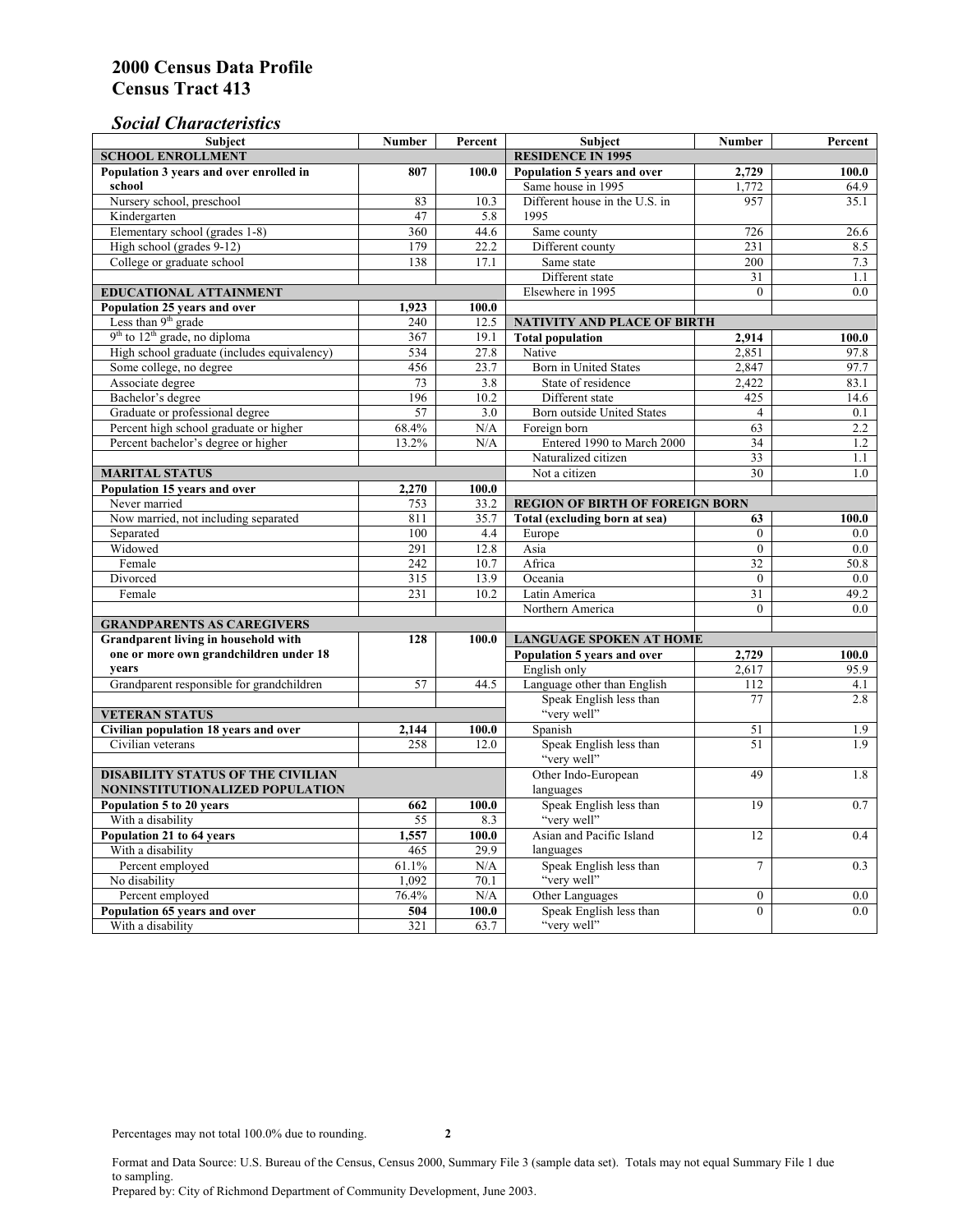## 2000 Census Data Profile
## Census Tract 413

### *Social Characteristics*

| Subject | Number | Percent |
|---|---|---|
| **SCHOOL ENROLLMENT** | | |
| **Population 3 years and over enrolled in school** | **807** | **100.0** |
| Nursery school, preschool | 83 | 10.3 |
| Kindergarten | 47 | 5.8 |
| Elementary school (grades 1-8) | 360 | 44.6 |
| High school (grades 9-12) | 179 | 22.2 |
| College or graduate school | 138 | 17.1 |
| **EDUCATIONAL ATTAINMENT** | | |
| **Population 25 years and over** | **1,923** | **100.0** |
| Less than 9th grade | 240 | 12.5 |
| 9th to 12th grade, no diploma | 367 | 19.1 |
| High school graduate (includes equivalency) | 534 | 27.8 |
| Some college, no degree | 456 | 23.7 |
| Associate degree | 73 | 3.8 |
| Bachelor's degree | 196 | 10.2 |
| Graduate or professional degree | 57 | 3.0 |
| Percent high school graduate or higher | 68.4% | N/A |
| Percent bachelor's degree or higher | 13.2% | N/A |
| **MARITAL STATUS** | | |
| **Population 15 years and over** | **2,270** | **100.0** |
| Never married | 753 | 33.2 |
| Now married, not including separated | 811 | 35.7 |
| Separated | 100 | 4.4 |
| Widowed | 291 | 12.8 |
| Female | 242 | 10.7 |
| Divorced | 315 | 13.9 |
| Female | 231 | 10.2 |
| **GRANDPARENTS AS CAREGIVERS** | | |
| **Grandparent living in household with one or more own grandchildren under 18 years** | **128** | **100.0** |
| Grandparent responsible for grandchildren | 57 | 44.5 |
| **VETERAN STATUS** | | |
| **Civilian population 18 years and over** | **2,144** | **100.0** |
| Civilian veterans | 258 | 12.0 |
| **DISABILITY STATUS OF THE CIVILIAN NONINSTITUTIONALIZED POPULATION** | | |
| **Population 5 to 20 years** | **662** | **100.0** |
| With a disability | 55 | 8.3 |
| **Population 21 to 64 years** | **1,557** | **100.0** |
| With a disability | 465 | 29.9 |
| Percent employed | 61.1% | N/A |
| No disability | 1,092 | 70.1 |
| Percent employed | 76.4% | N/A |
| **Population 65 years and over** | **504** | **100.0** |
| With a disability | 321 | 63.7 |

| Subject | Number | Percent |
|---|---|---|
| **RESIDENCE IN 1995** | | |
| **Population 5 years and over** | **2,729** | **100.0** |
| Same house in 1995 | 1,772 | 64.9 |
| Different house in the U.S. in 1995 | 957 | 35.1 |
| Same county | 726 | 26.6 |
| Different county | 231 | 8.5 |
| Same state | 200 | 7.3 |
| Different state | 31 | 1.1 |
| Elsewhere in 1995 | 0 | 0.0 |
| **NATIVITY AND PLACE OF BIRTH** | | |
| **Total population** | **2,914** | **100.0** |
| Native | 2,851 | 97.8 |
| Born in United States | 2,847 | 97.7 |
| State of residence | 2,422 | 83.1 |
| Different state | 425 | 14.6 |
| Born outside United States | 4 | 0.1 |
| Foreign born | 63 | 2.2 |
| Entered 1990 to March 2000 | 34 | 1.2 |
| Naturalized citizen | 33 | 1.1 |
| Not a citizen | 30 | 1.0 |
| **REGION OF BIRTH OF FOREIGN BORN** | | |
| **Total (excluding born at sea)** | **63** | **100.0** |
| Europe | 0 | 0.0 |
| Asia | 0 | 0.0 |
| Africa | 32 | 50.8 |
| Oceania | 0 | 0.0 |
| Latin America | 31 | 49.2 |
| Northern America | 0 | 0.0 |
| **LANGUAGE SPOKEN AT HOME** | | |
| **Population 5 years and over** | **2,729** | **100.0** |
| English only | 2,617 | 95.9 |
| Language other than English | 112 | 4.1 |
| Speak English less than "very well" | 77 | 2.8 |
| Spanish | 51 | 1.9 |
| Speak English less than "very well" | 51 | 1.9 |
| Other Indo-European languages | 49 | 1.8 |
| Speak English less than "very well" | 19 | 0.7 |
| Asian and Pacific Island languages | 12 | 0.4 |
| Speak English less than "very well" | 7 | 0.3 |
| Other Languages | 0 | 0.0 |
| Speak English less than "very well" | 0 | 0.0 |

Percentages may not total 100.0% due to rounding.

Format and Data Source: U.S. Bureau of the Census, Census 2000, Summary File 3 (sample data set). Totals may not equal Summary File 1 due to sampling.
Prepared by: City of Richmond Department of Community Development, June 2003.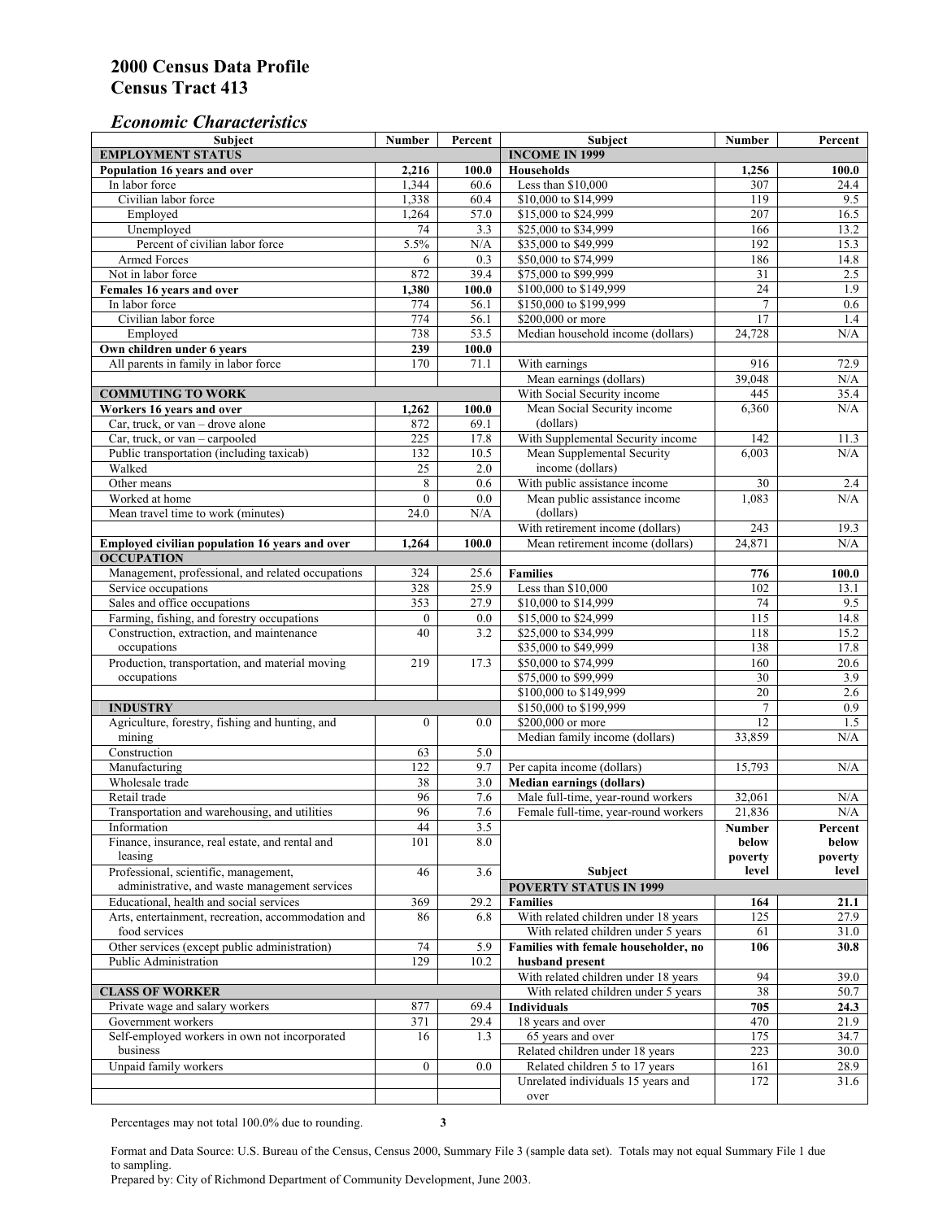# 2000 Census Data Profile
# Census Tract 413

### *Economic Characteristics*

| Subject | Number | Percent |
|---|---|---|
| **EMPLOYMENT STATUS** | | |
| **Population 16 years and over** | **2,216** | **100.0** |
| In labor force | 1,344 | 60.6 |
| Civilian labor force | 1,338 | 60.4 |
| Employed | 1,264 | 57.0 |
| Unemployed | 74 | 3.3 |
| Percent of civilian labor force | 5.5% | N/A |
| Armed Forces | 6 | 0.3 |
| Not in labor force | 872 | 39.4 |
| **Females 16 years and over** | **1,380** | **100.0** |
| In labor force | 774 | 56.1 |
| Civilian labor force | 774 | 56.1 |
| Employed | 738 | 53.5 |
| **Own children under 6 years** | **239** | **100.0** |
| All parents in family in labor force | 170 | 71.1 |
| **COMMUTING TO WORK** | | |
| **Workers 16 years and over** | **1,262** | **100.0** |
| Car, truck, or van – drove alone | 872 | 69.1 |
| Car, truck, or van – carpooled | 225 | 17.8 |
| Public transportation (including taxicab) | 132 | 10.5 |
| Walked | 25 | 2.0 |
| Other means | 8 | 0.6 |
| Worked at home | 0 | 0.0 |
| Mean travel time to work (minutes) | 24.0 | N/A |
| **Employed civilian population 16 years and over** | **1,264** | **100.0** |
| **OCCUPATION** | | |
| Management, professional, and related occupations | 324 | 25.6 |
| Service occupations | 328 | 25.9 |
| Sales and office occupations | 353 | 27.9 |
| Farming, fishing, and forestry occupations | 0 | 0.0 |
| Construction, extraction, and maintenance occupations | 40 | 3.2 |
| Production, transportation, and material moving occupations | 219 | 17.3 |
| **INDUSTRY** | | |
| Agriculture, forestry, fishing and hunting, and mining | 0 | 0.0 |
| Construction | 63 | 5.0 |
| Manufacturing | 122 | 9.7 |
| Wholesale trade | 38 | 3.0 |
| Retail trade | 96 | 7.6 |
| Transportation and warehousing, and utilities | 96 | 7.6 |
| Information | 44 | 3.5 |
| Finance, insurance, real estate, and rental and leasing | 101 | 8.0 |
| Professional, scientific, management, administrative, and waste management services | 46 | 3.6 |
| Educational, health and social services | 369 | 29.2 |
| Arts, entertainment, recreation, accommodation and food services | 86 | 6.8 |
| Other services (except public administration) | 74 | 5.9 |
| Public Administration | 129 | 10.2 |
| **CLASS OF WORKER** | | |
| Private wage and salary workers | 877 | 69.4 |
| Government workers | 371 | 29.4 |
| Self-employed workers in own not incorporated business | 16 | 1.3 |
| Unpaid family workers | 0 | 0.0 |

| Subject | Number | Percent |
|---|---|---|
| **INCOME IN 1999** | | |
| **Households** | **1,256** | **100.0** |
| Less than $10,000 | 307 | 24.4 |
| $10,000 to $14,999 | 119 | 9.5 |
| $15,000 to $24,999 | 207 | 16.5 |
| $25,000 to $34,999 | 166 | 13.2 |
| $35,000 to $49,999 | 192 | 15.3 |
| $50,000 to $74,999 | 186 | 14.8 |
| $75,000 to $99,999 | 31 | 2.5 |
| $100,000 to $149,999 | 24 | 1.9 |
| $150,000 to $199,999 | 7 | 0.6 |
| $200,000 or more | 17 | 1.4 |
| Median household income (dollars) | 24,728 | N/A |
| With earnings | 916 | 72.9 |
| Mean earnings (dollars) | 39,048 | N/A |
| With Social Security income | 445 | 35.4 |
| Mean Social Security income (dollars) | 6,360 | N/A |
| With Supplemental Security income | 142 | 11.3 |
| Mean Supplemental Security income (dollars) | 6,003 | N/A |
| With public assistance income | 30 | 2.4 |
| Mean public assistance income (dollars) | 1,083 | N/A |
| With retirement income (dollars) | 243 | 19.3 |
| Mean retirement income (dollars) | 24,871 | N/A |
| **Families** | **776** | **100.0** |
| Less than $10,000 | 102 | 13.1 |
| $10,000 to $14,999 | 74 | 9.5 |
| $15,000 to $24,999 | 115 | 14.8 |
| $25,000 to $34,999 | 118 | 15.2 |
| $35,000 to $49,999 | 138 | 17.8 |
| $50,000 to $74,999 | 160 | 20.6 |
| $75,000 to $99,999 | 30 | 3.9 |
| $100,000 to $149,999 | 20 | 2.6 |
| $150,000 to $199,999 | 7 | 0.9 |
| $200,000 or more | 12 | 1.5 |
| Median family income (dollars) | 33,859 | N/A |
| Per capita income (dollars) | 15,793 | N/A |
| **Median earnings (dollars)** | | |
| Male full-time, year-round workers | 32,061 | N/A |
| Female full-time, year-round workers | 21,836 | N/A |

| Subject | Number below poverty level | Percent below poverty level |
|---|---|---|
| **POVERTY STATUS IN 1999** | | |
| **Families** | **164** | **21.1** |
| With related children under 18 years | 125 | 27.9 |
| With related children under 5 years | 61 | 31.0 |
| **Families with female householder, no husband present** | **106** | **30.8** |
| With related children under 18 years | 94 | 39.0 |
| With related children under 5 years | 38 | 50.7 |
| **Individuals** | **705** | **24.3** |
| 18 years and over | 470 | 21.9 |
| 65 years and over | 175 | 34.7 |
| Related children under 18 years | 223 | 30.0 |
| Related children 5 to 17 years | 161 | 28.9 |
| Unrelated individuals 15 years and over | 172 | 31.6 |

Percentages may not total 100.0% due to rounding.

Format and Data Source: U.S. Bureau of the Census, Census 2000, Summary File 3 (sample data set). Totals may not equal Summary File 1 due to sampling.
Prepared by: City of Richmond Department of Community Development, June 2003.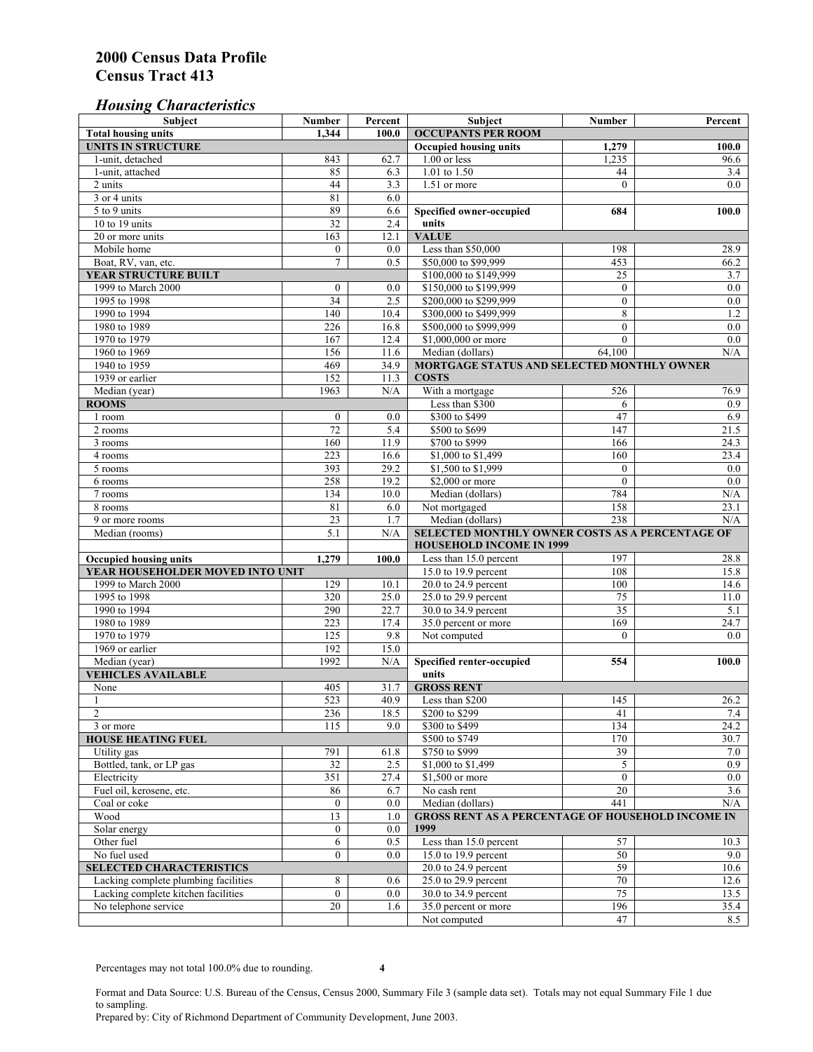# 2000 Census Data Profile
# Census Tract 413

## *Housing Characteristics*

| Subject | Number | Percent | Subject | Number | Percent |
|---|---|---|---|---|---|
| **Total housing units** | **1,344** | **100.0** | **OCCUPANTS PER ROOM** | | |
| **UNITS IN STRUCTURE** | | | **Occupied housing units** | **1,279** | **100.0** |
| 1-unit, detached | 843 | 62.7 | 1.00 or less | 1,235 | 96.6 |
| 1-unit, attached | 85 | 6.3 | 1.01 to 1.50 | 44 | 3.4 |
| 2 units | 44 | 3.3 | 1.51 or more | 0 | 0.0 |
| 3 or 4 units | 81 | 6.0 | | | |
| 5 to 9 units | 89 | 6.6 | **Specified owner-occupied units** | **684** | **100.0** |
| 10 to 19 units | 32 | 2.4 | | | |
| 20 or more units | 163 | 12.1 | **VALUE** | | |
| Mobile home | 0 | 0.0 | Less than $50,000 | 198 | 28.9 |
| Boat, RV, van, etc. | 7 | 0.5 | $50,000 to $99,999 | 453 | 66.2 |
| **YEAR STRUCTURE BUILT** | | | $100,000 to $149,999 | 25 | 3.7 |
| 1999 to March 2000 | 0 | 0.0 | $150,000 to $199,999 | 0 | 0.0 |
| 1995 to 1998 | 34 | 2.5 | $200,000 to $299,999 | 0 | 0.0 |
| 1990 to 1994 | 140 | 10.4 | $300,000 to $499,999 | 8 | 1.2 |
| 1980 to 1989 | 226 | 16.8 | $500,000 to $999,999 | 0 | 0.0 |
| 1970 to 1979 | 167 | 12.4 | $1,000,000 or more | 0 | 0.0 |
| 1960 to 1969 | 156 | 11.6 | Median (dollars) | 64,100 | N/A |
| 1940 to 1959 | 469 | 34.9 | **MORTGAGE STATUS AND SELECTED MONTHLY OWNER COSTS** | | |
| 1939 or earlier | 152 | 11.3 | | | |
| Median (year) | 1963 | N/A | With a mortgage | 526 | 76.9 |
| **ROOMS** | | | Less than $300 | 6 | 0.9 |
| 1 room | 0 | 0.0 | $300 to $499 | 47 | 6.9 |
| 2 rooms | 72 | 5.4 | $500 to $699 | 147 | 21.5 |
| 3 rooms | 160 | 11.9 | $700 to $999 | 166 | 24.3 |
| 4 rooms | 223 | 16.6 | $1,000 to $1,499 | 160 | 23.4 |
| 5 rooms | 393 | 29.2 | $1,500 to $1,999 | 0 | 0.0 |
| 6 rooms | 258 | 19.2 | $2,000 or more | 0 | 0.0 |
| 7 rooms | 134 | 10.0 | Median (dollars) | 784 | N/A |
| 8 rooms | 81 | 6.0 | Not mortgaged | 158 | 23.1 |
| 9 or more rooms | 23 | 1.7 | Median (dollars) | 238 | N/A |
| Median (rooms) | 5.1 | N/A | **SELECTED MONTHLY OWNER COSTS AS A PERCENTAGE OF HOUSEHOLD INCOME IN 1999** | | |
| | | | | | |
| **Occupied housing units** | **1,279** | **100.0** | Less than 15.0 percent | 197 | 28.8 |
| **YEAR HOUSEHOLDER MOVED INTO UNIT** | | | 15.0 to 19.9 percent | 108 | 15.8 |
| 1999 to March 2000 | 129 | 10.1 | 20.0 to 24.9 percent | 100 | 14.6 |
| 1995 to 1998 | 320 | 25.0 | 25.0 to 29.9 percent | 75 | 11.0 |
| 1990 to 1994 | 290 | 22.7 | 30.0 to 34.9 percent | 35 | 5.1 |
| 1980 to 1989 | 223 | 17.4 | 35.0 percent or more | 169 | 24.7 |
| 1970 to 1979 | 125 | 9.8 | Not computed | 0 | 0.0 |
| 1969 or earlier | 192 | 15.0 | | | |
| Median (year) | 1992 | N/A | **Specified renter-occupied units** | **554** | **100.0** |
| **VEHICLES AVAILABLE** | | | | | |
| None | 405 | 31.7 | **GROSS RENT** | | |
| 1 | 523 | 40.9 | Less than $200 | 145 | 26.2 |
| 2 | 236 | 18.5 | $200 to $299 | 41 | 7.4 |
| 3 or more | 115 | 9.0 | $300 to $499 | 134 | 24.2 |
| **HOUSE HEATING FUEL** | | | $500 to $749 | 170 | 30.7 |
| Utility gas | 791 | 61.8 | $750 to $999 | 39 | 7.0 |
| Bottled, tank, or LP gas | 32 | 2.5 | $1,000 to $1,499 | 5 | 0.9 |
| Electricity | 351 | 27.4 | $1,500 or more | 0 | 0.0 |
| Fuel oil, kerosene, etc. | 86 | 6.7 | No cash rent | 20 | 3.6 |
| Coal or coke | 0 | 0.0 | Median (dollars) | 441 | N/A |
| Wood | 13 | 1.0 | **GROSS RENT AS A PERCENTAGE OF HOUSEHOLD INCOME IN 1999** | | |
| Solar energy | 0 | 0.0 | | | |
| Other fuel | 6 | 0.5 | Less than 15.0 percent | 57 | 10.3 |
| No fuel used | 0 | 0.0 | 15.0 to 19.9 percent | 50 | 9.0 |
| **SELECTED CHARACTERISTICS** | | | 20.0 to 24.9 percent | 59 | 10.6 |
| Lacking complete plumbing facilities | 8 | 0.6 | 25.0 to 29.9 percent | 70 | 12.6 |
| Lacking complete kitchen facilities | 0 | 0.0 | 30.0 to 34.9 percent | 75 | 13.5 |
| No telephone service | 20 | 1.6 | 35.0 percent or more | 196 | 35.4 |
| | | | Not computed | 47 | 8.5 |

Percentages may not total 100.0% due to rounding.

Format and Data Source: U.S. Bureau of the Census, Census 2000, Summary File 3 (sample data set). Totals may not equal Summary File 1 due to sampling.
Prepared by: City of Richmond Department of Community Development, June 2003.